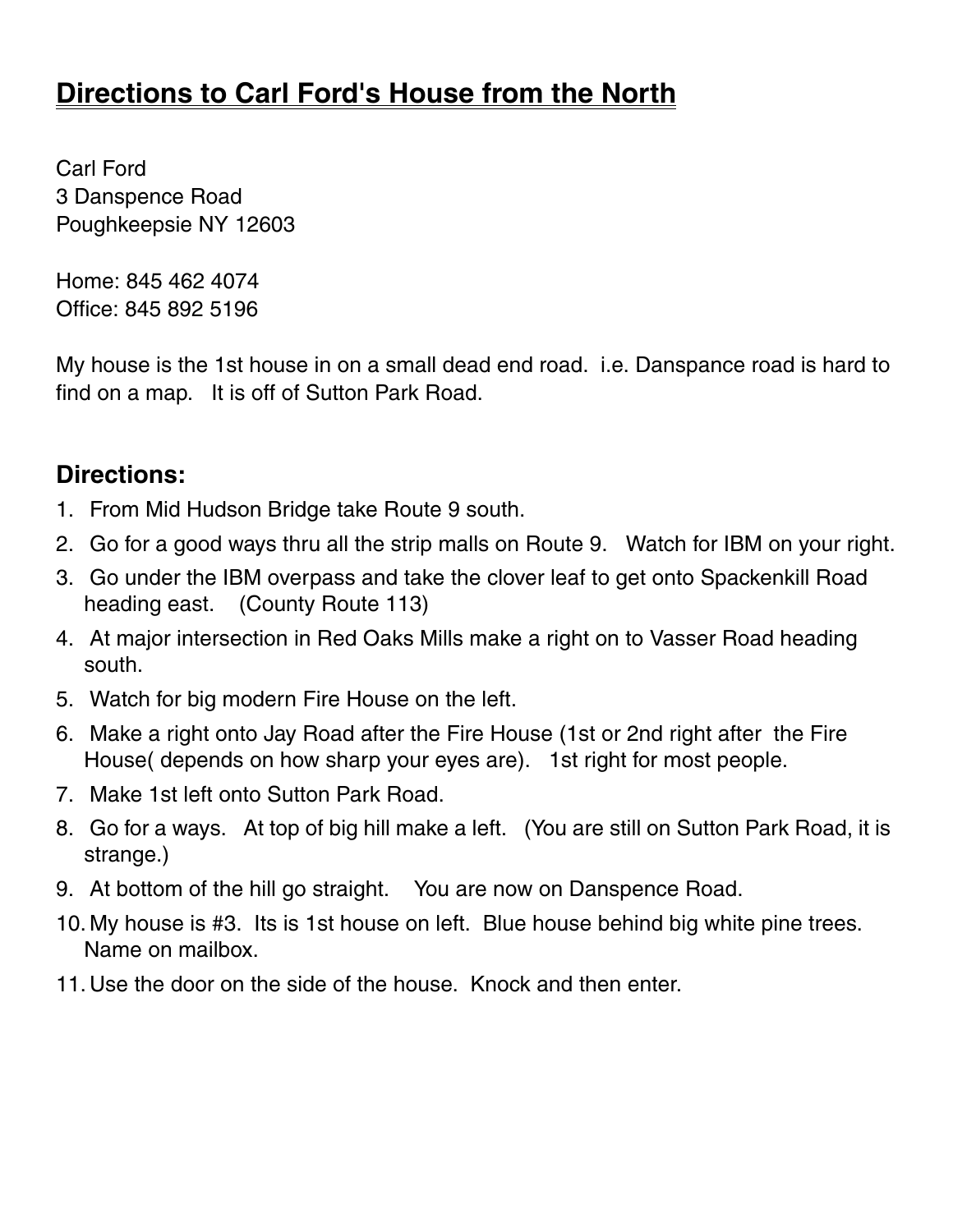# <u>Directions to Carl Ford's House from the North</u>

Carl Ford
3 Danspence Road
Poughkeepsie NY 12603

Home: 845 462 4074
Office: 845 892 5196

My house is the 1st house in on a small dead end road. i.e. Danspance road is hard to find on a map. It is off of Sutton Park Road.

## Directions:

1. From Mid Hudson Bridge take Route 9 south.
2. Go for a good ways thru all the strip malls on Route 9. Watch for IBM on your right.
3. Go under the IBM overpass and take the clover leaf to get onto Spackenkill Road heading east. (County Route 113)
4. At major intersection in Red Oaks Mills make a right on to Vasser Road heading south.
5. Watch for big modern Fire House on the left.
6. Make a right onto Jay Road after the Fire House (1st or 2nd right after the Fire House( depends on how sharp your eyes are). 1st right for most people.
7. Make 1st left onto Sutton Park Road.
8. Go for a ways. At top of big hill make a left. (You are still on Sutton Park Road, it is strange.)
9. At bottom of the hill go straight. You are now on Danspence Road.
10. My house is #3. Its is 1st house on left. Blue house behind big white pine trees. Name on mailbox.
11. Use the door on the side of the house. Knock and then enter.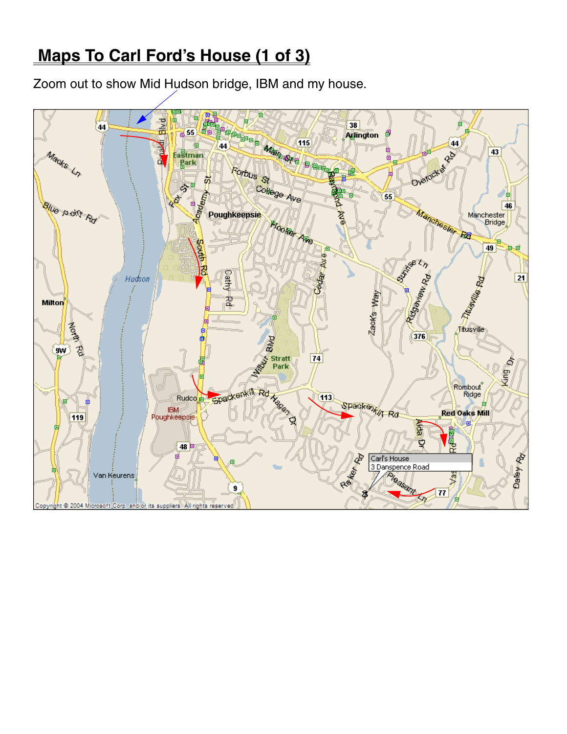# Maps To Carl Ford's House (1 of 3)

Zoom out to show Mid Hudson bridge, IBM and my house.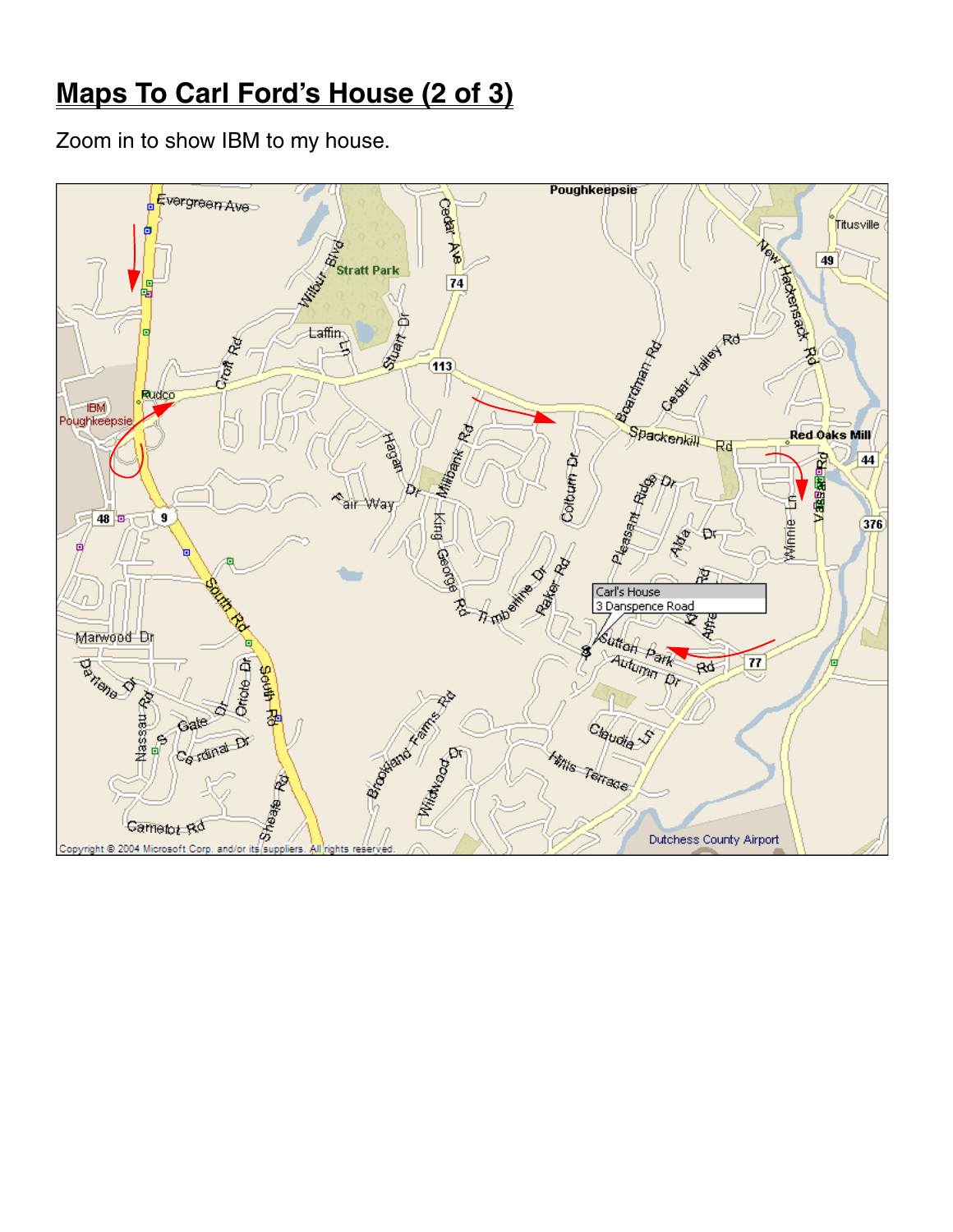# Maps To Carl Ford's House (2 of 3)

Zoom in to show IBM to my house.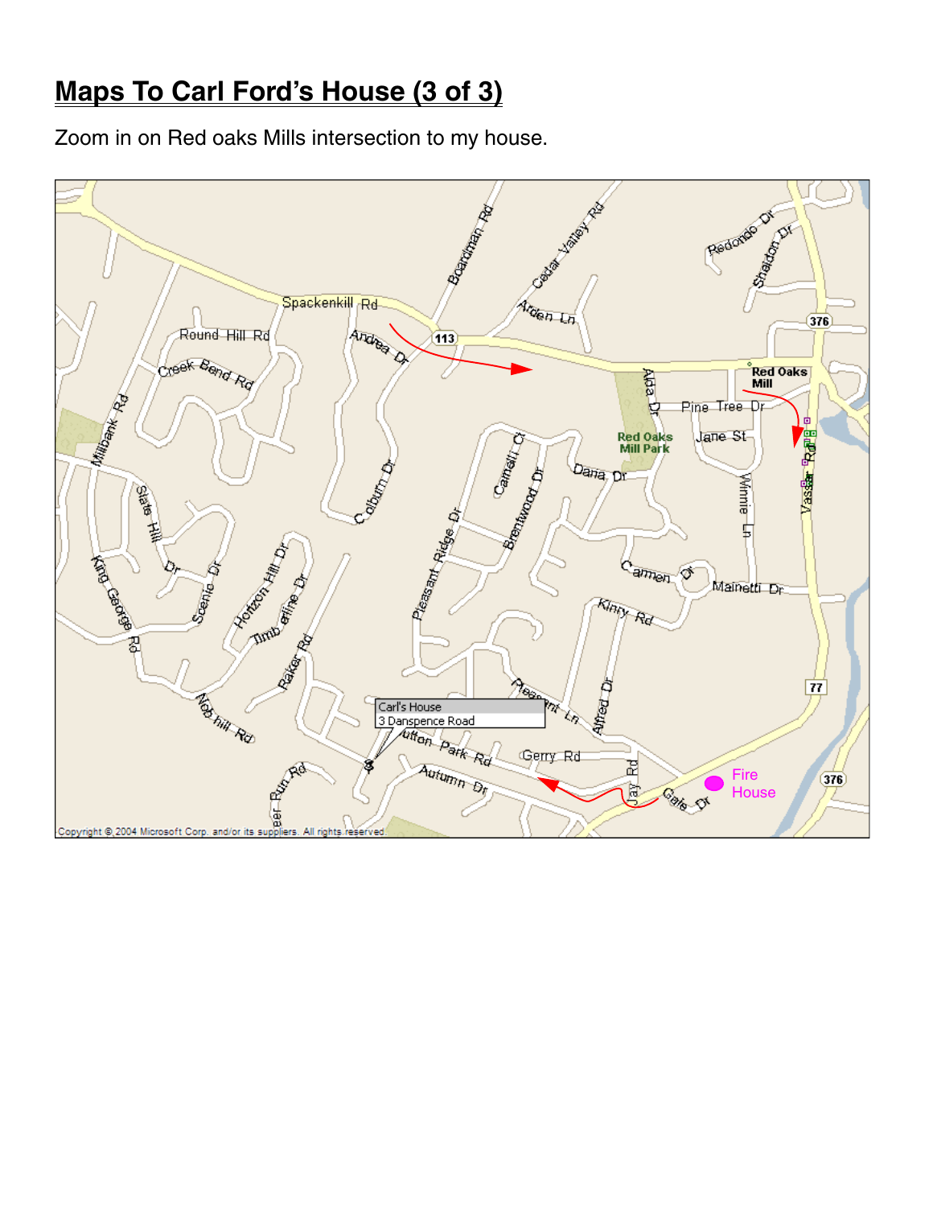# Maps To Carl Ford's House (3 of 3)

Zoom in on Red oaks Mills intersection to my house.

Spackenkill Rd
113
Boardman Rd
Cedar Valley Rd
Arden Ln
Redondo Dr
Shaldon Dr
376
Red Oaks Mill
Round Hill Rd
Andrea Dr
Creek Bend Rd
Alda Dr
Pine Tree Dr
Millbank Rd
Red Oaks Mill Park
Jane St
Camelli Ct
Dana Dr
Vassar Rd
Colburn Dr
State Hill
Brentwood Dr
Winnie Ln
Pleasant Ridge Dr
Scenic Dr
King George Rd
Horizon Hill Dr
Timberline Dr
Carmen Dr
Mainetti Dr
Kinry Rd
Baker Rd
77
Nob hill Rd
Pleasant Ln
Alfred Dr
Carl's House
3 Danspence Road
Fulton Park Rd
Gerry Rd
Jay Rd
Fire House
376
Autumn Dr
Deer Run Rd
Gale Dr

Copyright © 2004 Microsoft Corp. and/or its suppliers. All rights reserved.